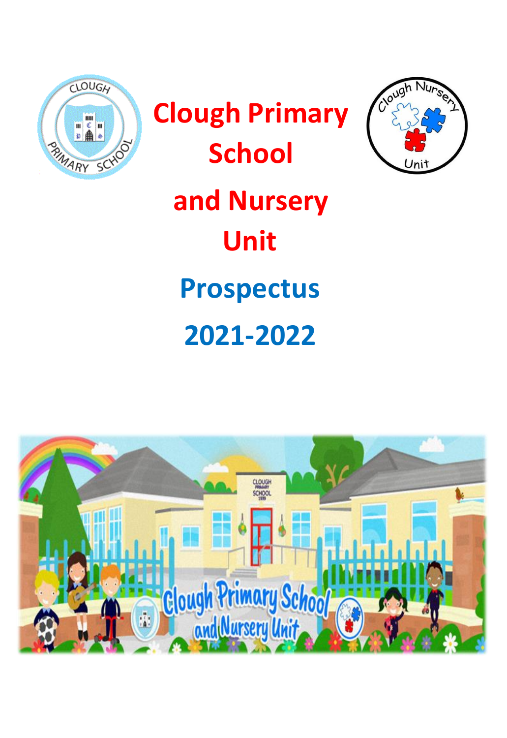# Clough Primary School and Nursery Unit

## Prospectus

## 2021-2022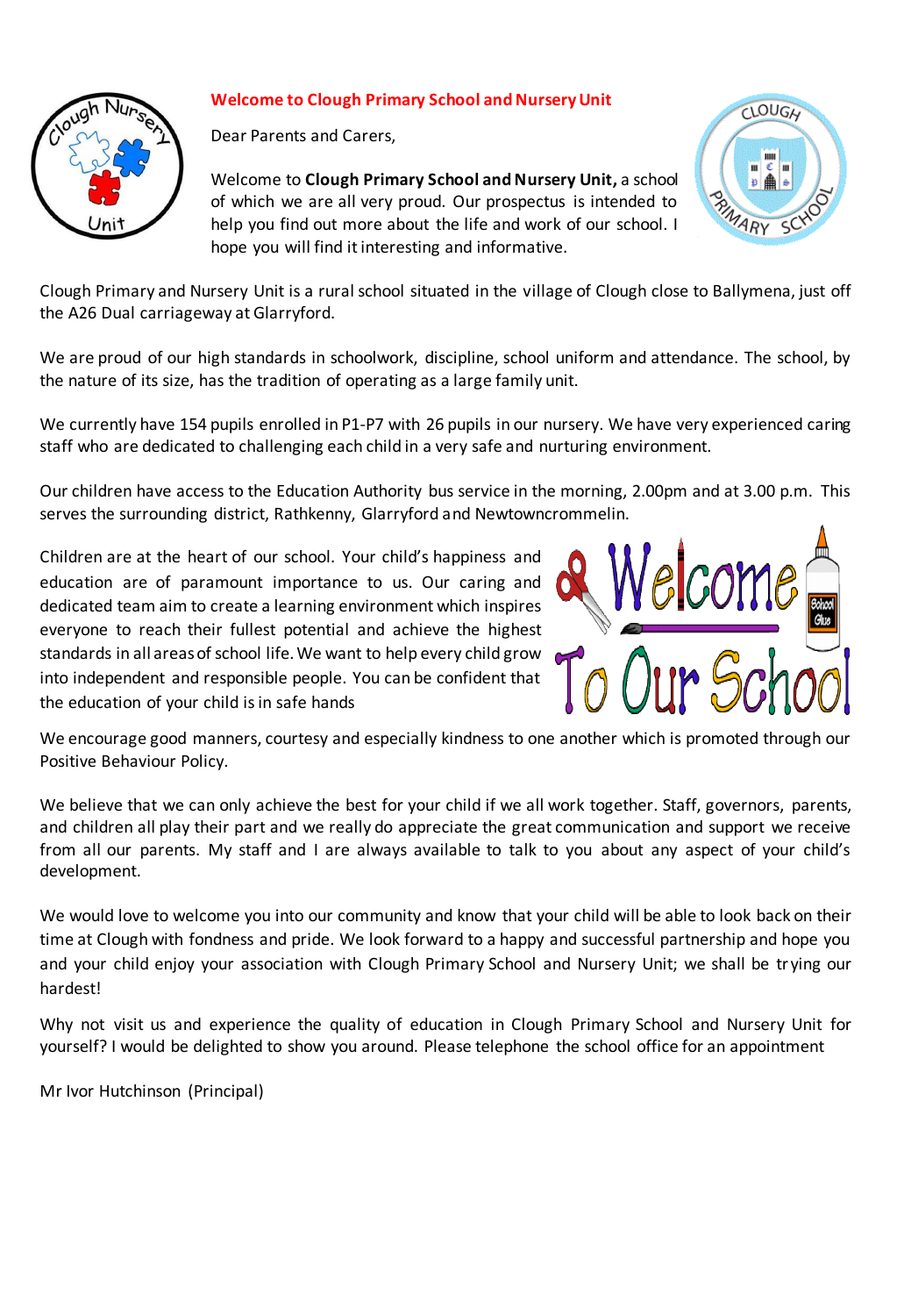## Welcome to Clough Primary School and Nursery Unit

Dear Parents and Carers,

Welcome to **Clough Primary School and Nursery Unit,** a school of which we are all very proud. Our prospectus is intended to help you find out more about the life and work of our school. I hope you will find it interesting and informative.

Clough Primary and Nursery Unit is a rural school situated in the village of Clough close to Ballymena, just off the A26 Dual carriageway at Glarryford.

We are proud of our high standards in schoolwork, discipline, school uniform and attendance. The school, by the nature of its size, has the tradition of operating as a large family unit.

We currently have 154 pupils enrolled in P1-P7 with 26 pupils in our nursery. We have very experienced caring staff who are dedicated to challenging each child in a very safe and nurturing environment.

Our children have access to the Education Authority bus service in the morning, 2.00pm and at 3.00 p.m. This serves the surrounding district, Rathkenny, Glarryford and Newtowncrommelin.

Children are at the heart of our school. Your child's happiness and education are of paramount importance to us. Our caring and dedicated team aim to create a learning environment which inspires everyone to reach their fullest potential and achieve the highest standards in all areas of school life. We want to help every child grow into independent and responsible people. You can be confident that the education of your child is in safe hands

We encourage good manners, courtesy and especially kindness to one another which is promoted through our Positive Behaviour Policy.

We believe that we can only achieve the best for your child if we all work together. Staff, governors, parents, and children all play their part and we really do appreciate the great communication and support we receive from all our parents. My staff and I are always available to talk to you about any aspect of your child's development.

We would love to welcome you into our community and know that your child will be able to look back on their time at Clough with fondness and pride. We look forward to a happy and successful partnership and hope you and your child enjoy your association with Clough Primary School and Nursery Unit; we shall be trying our hardest!

Why not visit us and experience the quality of education in Clough Primary School and Nursery Unit for yourself? I would be delighted to show you around. Please telephone the school office for an appointment

Mr Ivor Hutchinson (Principal)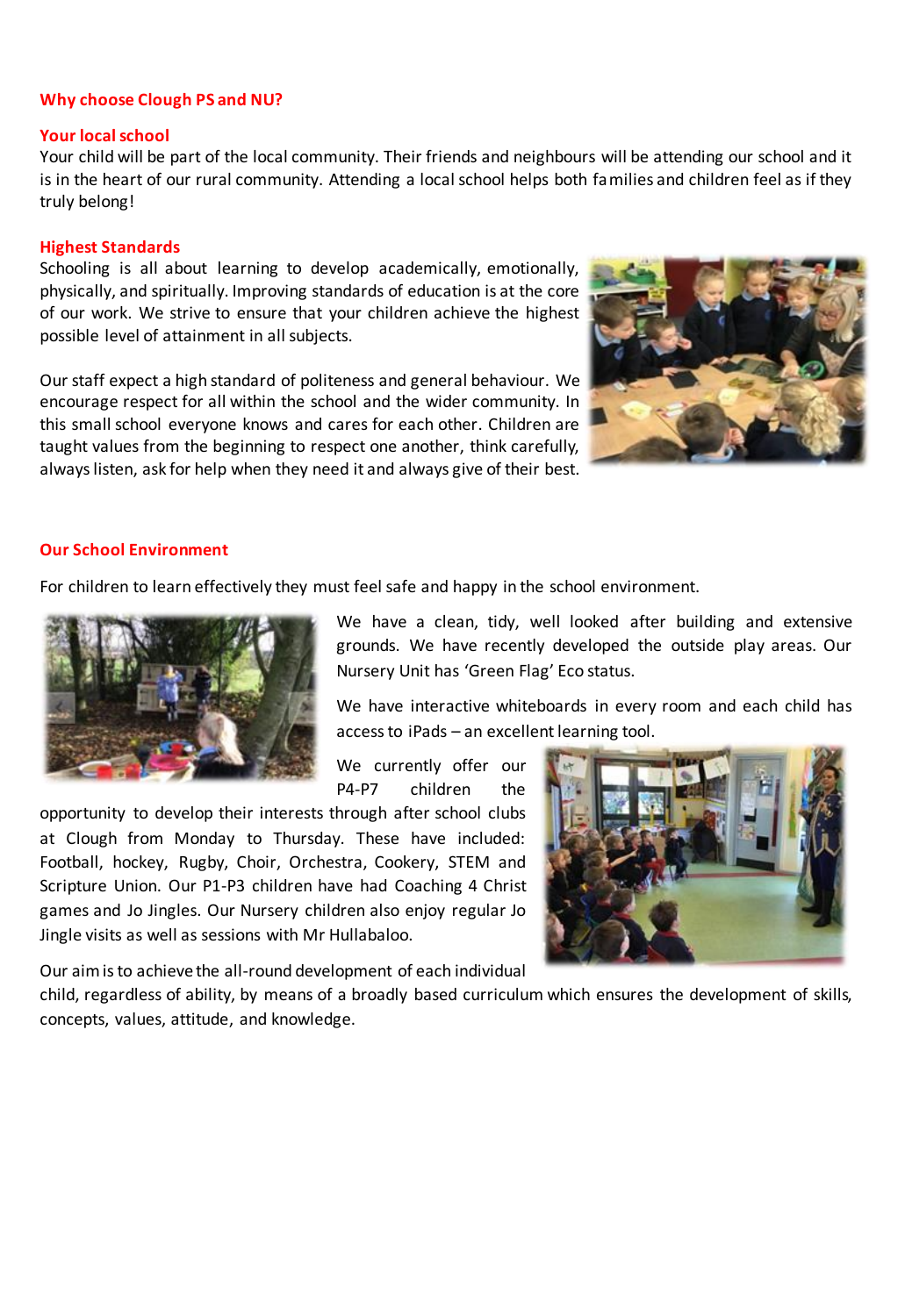## Why choose Clough PS and NU?

### Your local school

Your child will be part of the local community. Their friends and neighbours will be attending our school and it is in the heart of our rural community. Attending a local school helps both families and children feel as if they truly belong!

### Highest Standards

Schooling is all about learning to develop academically, emotionally, physically, and spiritually. Improving standards of education is at the core of our work. We strive to ensure that your children achieve the highest possible level of attainment in all subjects.

Our staff expect a high standard of politeness and general behaviour. We encourage respect for all within the school and the wider community. In this small school everyone knows and cares for each other. Children are taught values from the beginning to respect one another, think carefully, always listen, ask for help when they need it and always give of their best.

### Our School Environment

For children to learn effectively they must feel safe and happy in the school environment.

We have a clean, tidy, well looked after building and extensive grounds. We have recently developed the outside play areas. Our Nursery Unit has 'Green Flag' Eco status.

We have interactive whiteboards in every room and each child has access to iPads – an excellent learning tool.

We currently offer our P4-P7 children the opportunity to develop their interests through after school clubs at Clough from Monday to Thursday. These have included: Football, hockey, Rugby, Choir, Orchestra, Cookery, STEM and Scripture Union. Our P1-P3 children have had Coaching 4 Christ games and Jo Jingles. Our Nursery children also enjoy regular Jo Jingle visits as well as sessions with Mr Hullabaloo.

Our aim is to achieve the all-round development of each individual child, regardless of ability, by means of a broadly based curriculum which ensures the development of skills, concepts, values, attitude, and knowledge.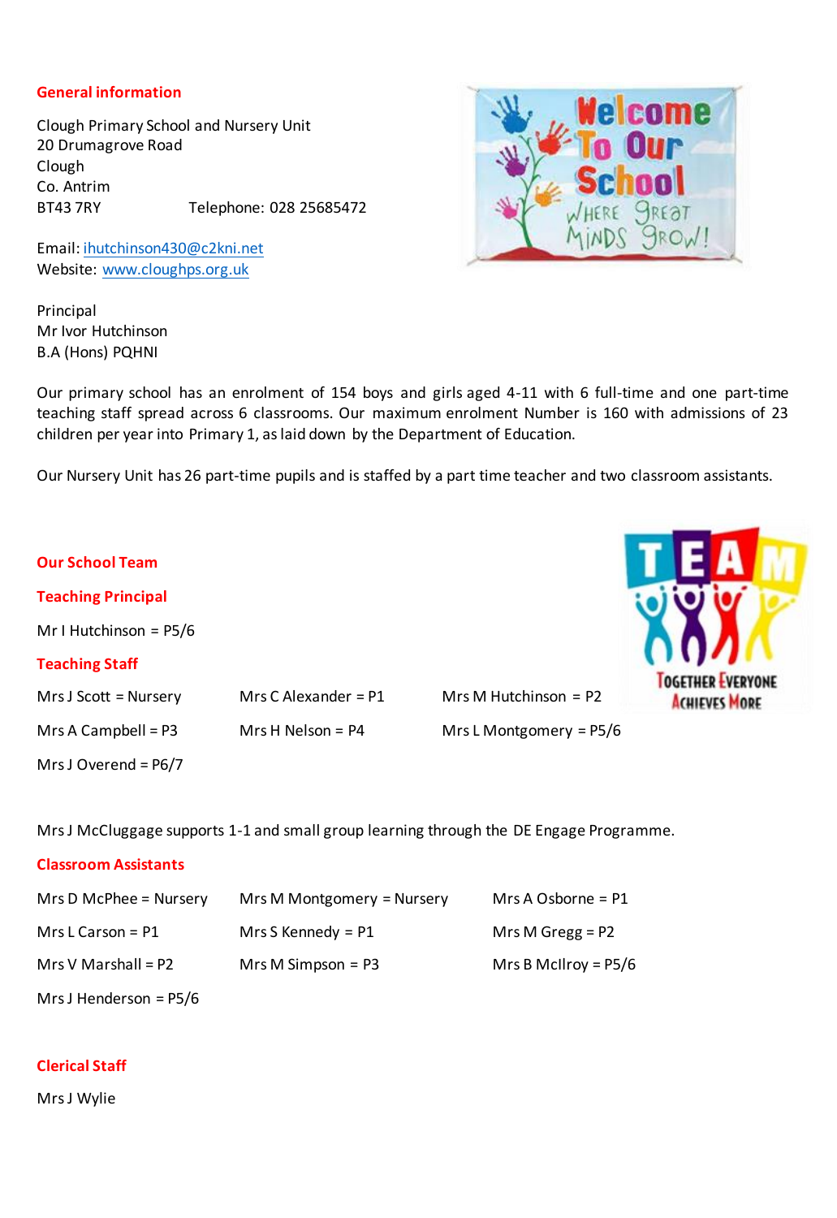## General information

Clough Primary School and Nursery Unit
20 Drumagrove Road
Clough
Co. Antrim
BT43 7RY Telephone: 028 25685472

Email: ihutchinson430@c2kni.net
Website: www.cloughps.org.uk

Principal
Mr Ivor Hutchinson
B.A (Hons) PQHNI

Our primary school has an enrolment of 154 boys and girls aged 4-11 with 6 full-time and one part-time teaching staff spread across 6 classrooms. Our maximum enrolment Number is 160 with admissions of 23 children per year into Primary 1, as laid down by the Department of Education.

Our Nursery Unit has 26 part-time pupils and is staffed by a part time teacher and two classroom assistants.

## Our School Team

### Teaching Principal

Mr I Hutchinson = P5/6

### Teaching Staff

Mrs J Scott = Nursery
Mrs C Alexander = P1
Mrs M Hutchinson = P2
Mrs A Campbell = P3
Mrs H Nelson = P4
Mrs L Montgomery = P5/6
Mrs J Overend = P6/7

Mrs J McCluggage supports 1-1 and small group learning through the DE Engage Programme.

### Classroom Assistants

Mrs D McPhee = Nursery
Mrs M Montgomery = Nursery
Mrs A Osborne = P1
Mrs L Carson = P1
Mrs S Kennedy = P1
Mrs M Gregg = P2
Mrs V Marshall = P2
Mrs M Simpson = P3
Mrs B McIlroy = P5/6
Mrs J Henderson = P5/6

### Clerical Staff

Mrs J Wylie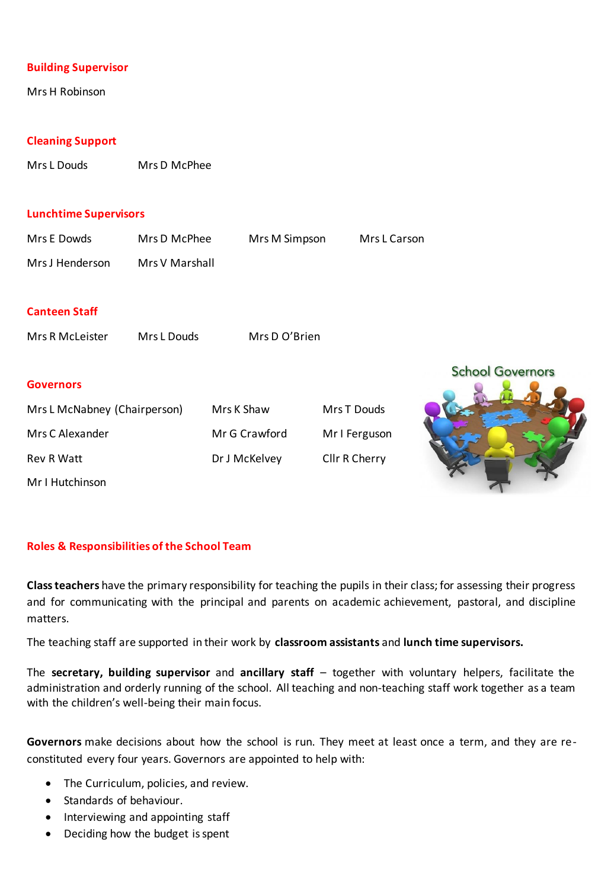## Building Supervisor

Mrs H Robinson

## Cleaning Support

Mrs L Douds Mrs D McPhee

## Lunchtime Supervisors

Mrs E Dowds Mrs D McPhee Mrs M Simpson Mrs L Carson

Mrs J Henderson Mrs V Marshall

## Canteen Staff

Mrs R McLeister Mrs L Douds Mrs D O'Brien

## Governors

Mrs L McNabney (Chairperson) Mrs K Shaw Mrs T Douds

Mrs C Alexander Mr G Crawford Mr I Ferguson

Rev R Watt Dr J McKelvey Cllr R Cherry

Mr I Hutchinson

## Roles & Responsibilities of the School Team

**Class teachers** have the primary responsibility for teaching the pupils in their class; for assessing their progress and for communicating with the principal and parents on academic achievement, pastoral, and discipline matters.

The teaching staff are supported in their work by **classroom assistants** and **lunch time supervisors.**

The **secretary, building supervisor** and **ancillary staff** – together with voluntary helpers, facilitate the administration and orderly running of the school. All teaching and non-teaching staff work together as a team with the children's well-being their main focus.

**Governors** make decisions about how the school is run. They meet at least once a term, and they are re-constituted every four years. Governors are appointed to help with:

- The Curriculum, policies, and review.
- Standards of behaviour.
- Interviewing and appointing staff
- Deciding how the budget is spent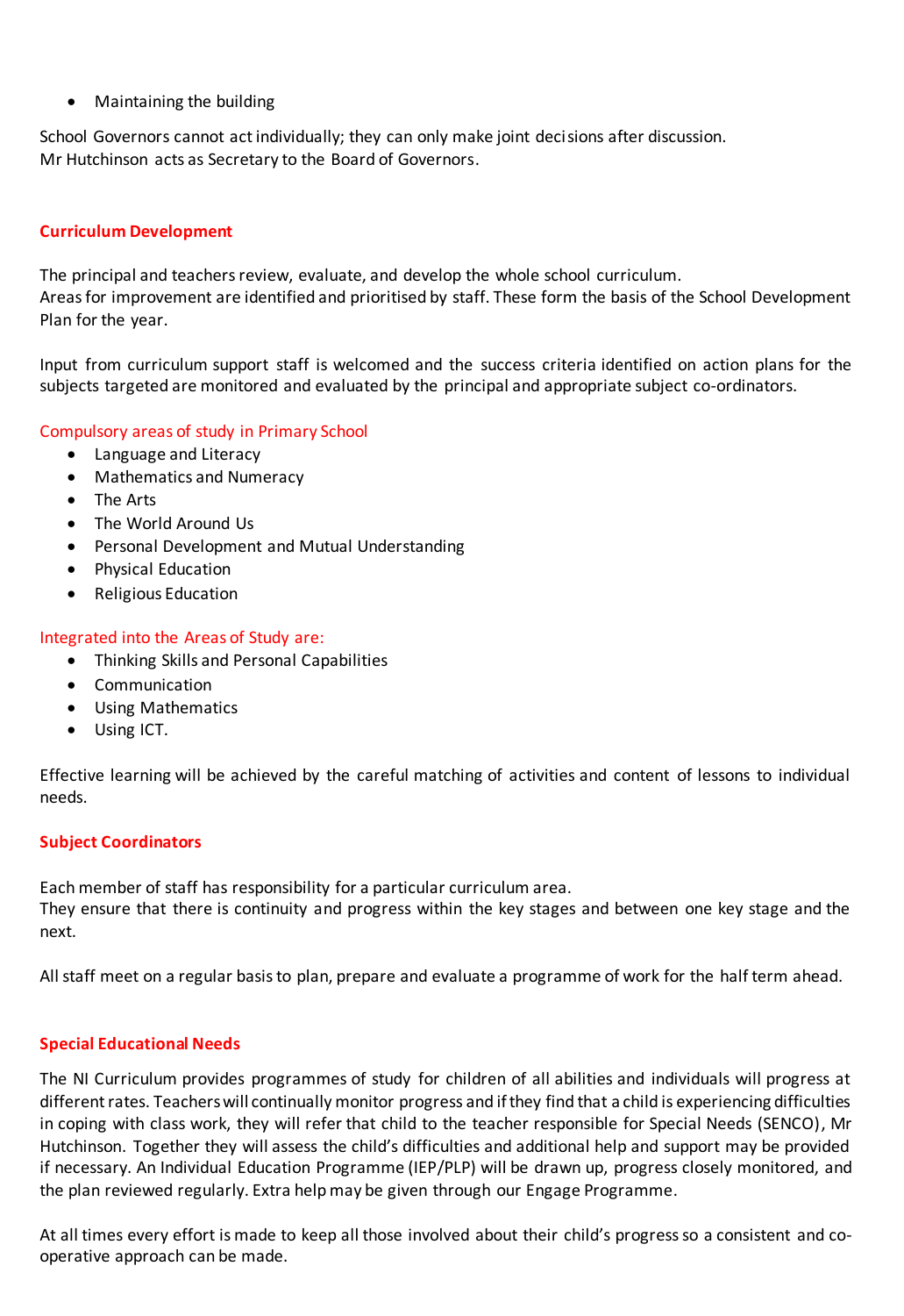- Maintaining the building

School Governors cannot act individually; they can only make joint decisions after discussion.
Mr Hutchinson acts as Secretary to the Board of Governors.

## Curriculum Development

The principal and teachers review, evaluate, and develop the whole school curriculum.
Areas for improvement are identified and prioritised by staff. These form the basis of the School Development Plan for the year.

Input from curriculum support staff is welcomed and the success criteria identified on action plans for the subjects targeted are monitored and evaluated by the principal and appropriate subject co-ordinators.

### Compulsory areas of study in Primary School

- Language and Literacy
- Mathematics and Numeracy
- The Arts
- The World Around Us
- Personal Development and Mutual Understanding
- Physical Education
- Religious Education

### Integrated into the Areas of Study are:

- Thinking Skills and Personal Capabilities
- Communication
- Using Mathematics
- Using ICT.

Effective learning will be achieved by the careful matching of activities and content of lessons to individual needs.

## Subject Coordinators

Each member of staff has responsibility for a particular curriculum area.
They ensure that there is continuity and progress within the key stages and between one key stage and the next.

All staff meet on a regular basis to plan, prepare and evaluate a programme of work for the half term ahead.

## Special Educational Needs

The NI Curriculum provides programmes of study for children of all abilities and individuals will progress at different rates. Teachers will continually monitor progress and if they find that a child is experiencing difficulties in coping with class work, they will refer that child to the teacher responsible for Special Needs (SENCO), Mr Hutchinson. Together they will assess the child's difficulties and additional help and support may be provided if necessary. An Individual Education Programme (IEP/PLP) will be drawn up, progress closely monitored, and the plan reviewed regularly. Extra help may be given through our Engage Programme.

At all times every effort is made to keep all those involved about their child's progress so a consistent and co-operative approach can be made.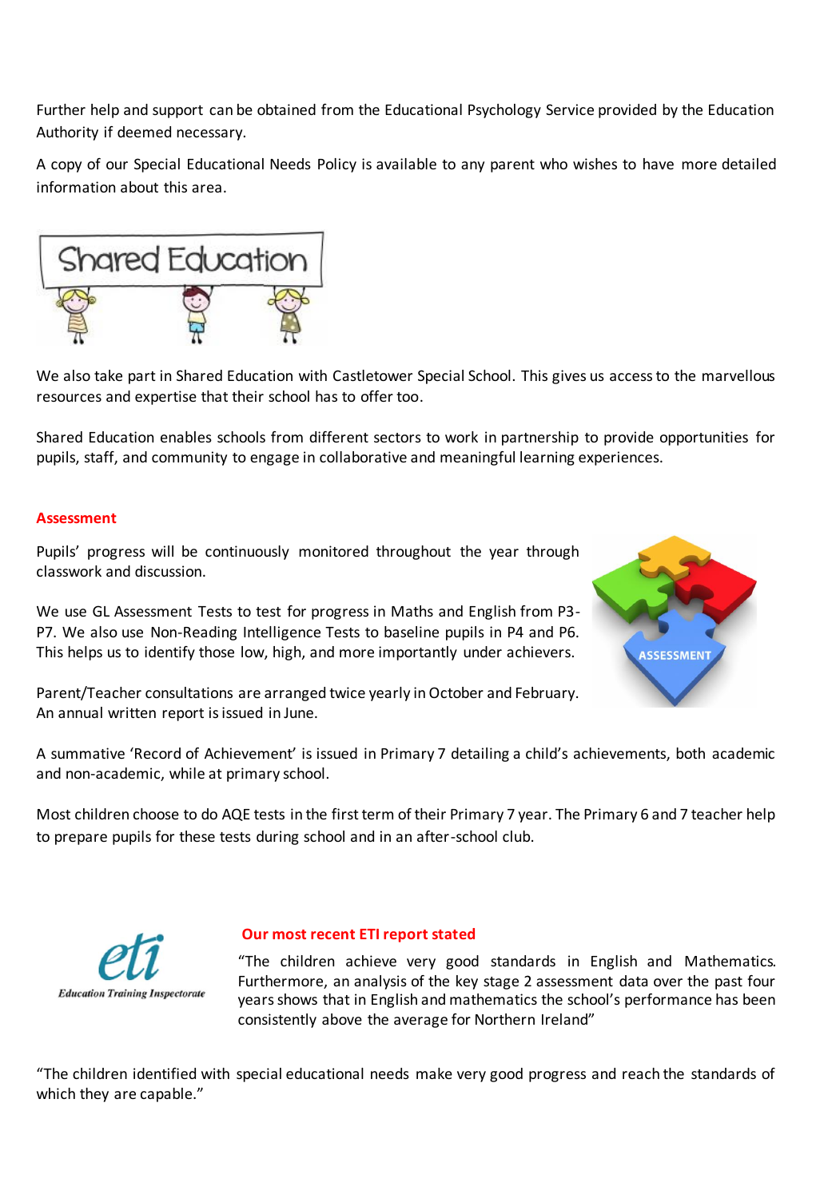Further help and support can be obtained from the Educational Psychology Service provided by the Education Authority if deemed necessary.

A copy of our Special Educational Needs Policy is available to any parent who wishes to have more detailed information about this area.

Shared Education

We also take part in Shared Education with Castletower Special School. This gives us access to the marvellous resources and expertise that their school has to offer too.

Shared Education enables schools from different sectors to work in partnership to provide opportunities for pupils, staff, and community to engage in collaborative and meaningful learning experiences.

## Assessment

Pupils' progress will be continuously monitored throughout the year through classwork and discussion.

We use GL Assessment Tests to test for progress in Maths and English from P3-P7. We also use Non-Reading Intelligence Tests to baseline pupils in P4 and P6. This helps us to identify those low, high, and more importantly under achievers.

Parent/Teacher consultations are arranged twice yearly in October and February. An annual written report is issued in June.

A summative 'Record of Achievement' is issued in Primary 7 detailing a child's achievements, both academic and non-academic, while at primary school.

Most children choose to do AQE tests in the first term of their Primary 7 year. The Primary 6 and 7 teacher help to prepare pupils for these tests during school and in an after-school club.

## Our most recent ETI report stated

"The children achieve very good standards in English and Mathematics. Furthermore, an analysis of the key stage 2 assessment data over the past four years shows that in English and mathematics the school's performance has been consistently above the average for Northern Ireland"

"The children identified with special educational needs make very good progress and reach the standards of which they are capable."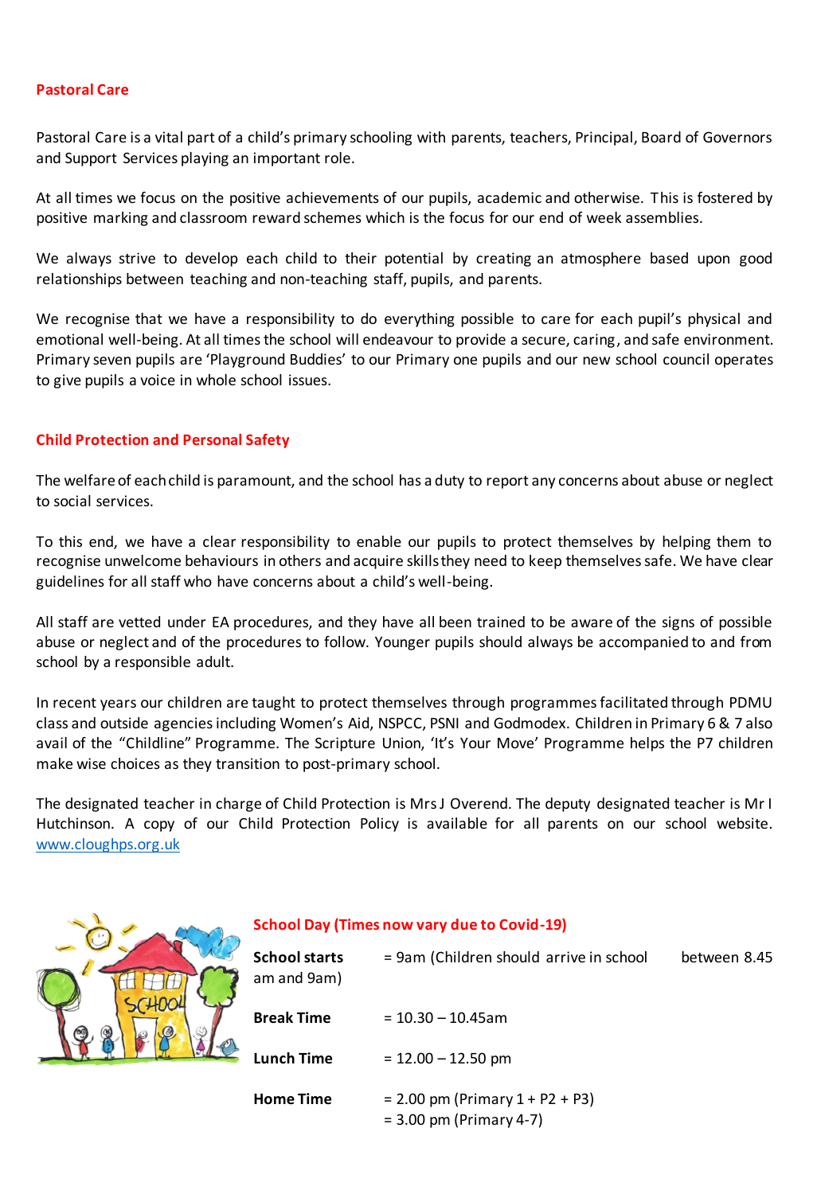## Pastoral Care

Pastoral Care is a vital part of a child's primary schooling with parents, teachers, Principal, Board of Governors and Support Services playing an important role.

At all times we focus on the positive achievements of our pupils, academic and otherwise. This is fostered by positive marking and classroom reward schemes which is the focus for our end of week assemblies.

We always strive to develop each child to their potential by creating an atmosphere based upon good relationships between teaching and non-teaching staff, pupils, and parents.

We recognise that we have a responsibility to do everything possible to care for each pupil's physical and emotional well-being. At all times the school will endeavour to provide a secure, caring, and safe environment. Primary seven pupils are 'Playground Buddies' to our Primary one pupils and our new school council operates to give pupils a voice in whole school issues.

## Child Protection and Personal Safety

The welfare of each child is paramount, and the school has a duty to report any concerns about abuse or neglect to social services.

To this end, we have a clear responsibility to enable our pupils to protect themselves by helping them to recognise unwelcome behaviours in others and acquire skills they need to keep themselves safe. We have clear guidelines for all staff who have concerns about a child's well-being.

All staff are vetted under EA procedures, and they have all been trained to be aware of the signs of possible abuse or neglect and of the procedures to follow. Younger pupils should always be accompanied to and from school by a responsible adult.

In recent years our children are taught to protect themselves through programmes facilitated through PDMU class and outside agencies including Women's Aid, NSPCC, PSNI and Godmodex. Children in Primary 6 & 7 also avail of the "Childline" Programme. The Scripture Union, 'It's Your Move' Programme helps the P7 children make wise choices as they transition to post-primary school.

The designated teacher in charge of Child Protection is Mrs J Overend. The deputy designated teacher is Mr I Hutchinson. A copy of our Child Protection Policy is available for all parents on our school website. www.cloughps.org.uk

## School Day (Times now vary due to Covid-19)

**School starts** = 9am (Children should arrive in school between 8.45 am and 9am)

**Break Time** = 10.30 – 10.45am

**Lunch Time** = 12.00 – 12.50 pm

**Home Time** = 2.00 pm (Primary 1 + P2 + P3)
= 3.00 pm (Primary 4-7)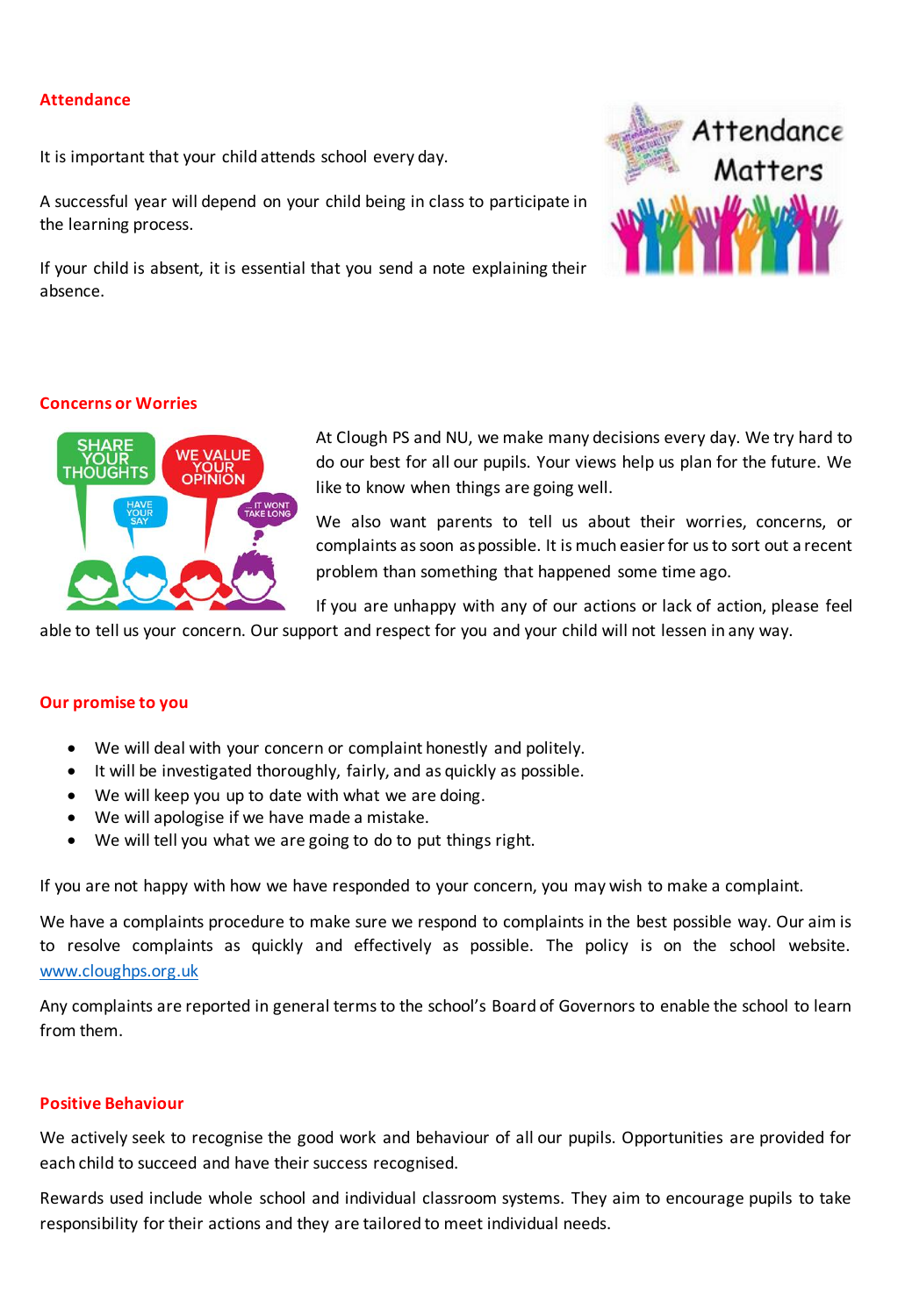## Attendance

It is important that your child attends school every day.

A successful year will depend on your child being in class to participate in the learning process.

If your child is absent, it is essential that you send a note explaining their absence.

## Concerns or Worries

At Clough PS and NU, we make many decisions every day. We try hard to do our best for all our pupils. Your views help us plan for the future. We like to know when things are going well.

We also want parents to tell us about their worries, concerns, or complaints as soon as possible. It is much easier for us to sort out a recent problem than something that happened some time ago.

If you are unhappy with any of our actions or lack of action, please feel able to tell us your concern. Our support and respect for you and your child will not lessen in any way.

## Our promise to you

- We will deal with your concern or complaint honestly and politely.
- It will be investigated thoroughly, fairly, and as quickly as possible.
- We will keep you up to date with what we are doing.
- We will apologise if we have made a mistake.
- We will tell you what we are going to do to put things right.

If you are not happy with how we have responded to your concern, you may wish to make a complaint.

We have a complaints procedure to make sure we respond to complaints in the best possible way. Our aim is to resolve complaints as quickly and effectively as possible. The policy is on the school website. www.cloughps.org.uk

Any complaints are reported in general terms to the school's Board of Governors to enable the school to learn from them.

## Positive Behaviour

We actively seek to recognise the good work and behaviour of all our pupils. Opportunities are provided for each child to succeed and have their success recognised.

Rewards used include whole school and individual classroom systems. They aim to encourage pupils to take responsibility for their actions and they are tailored to meet individual needs.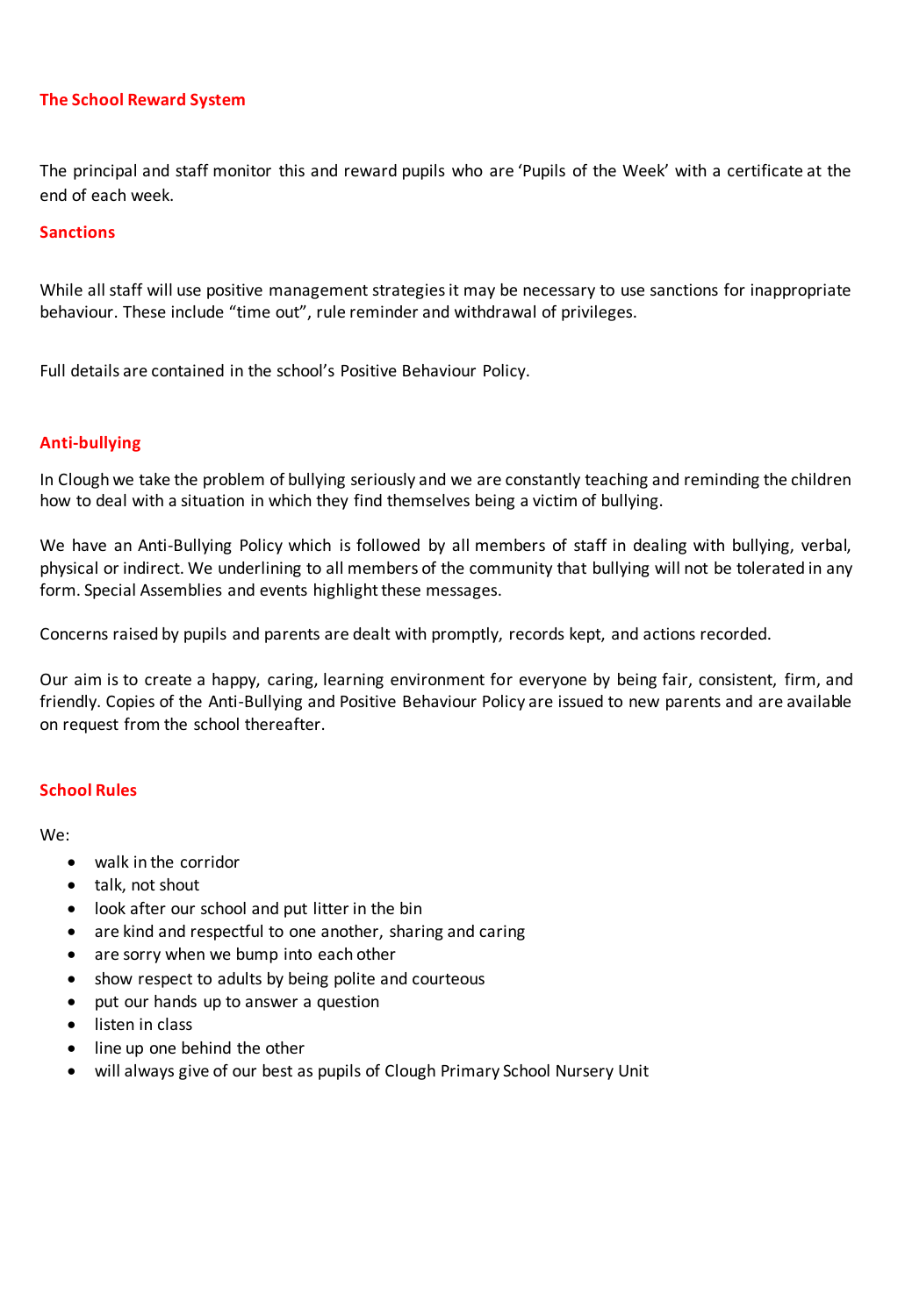## The School Reward System

The principal and staff monitor this and reward pupils who are 'Pupils of the Week' with a certificate at the end of each week.

## Sanctions

While all staff will use positive management strategies it may be necessary to use sanctions for inappropriate behaviour. These include "time out", rule reminder and withdrawal of privileges.

Full details are contained in the school's Positive Behaviour Policy.

## Anti-bullying

In Clough we take the problem of bullying seriously and we are constantly teaching and reminding the children how to deal with a situation in which they find themselves being a victim of bullying.

We have an Anti-Bullying Policy which is followed by all members of staff in dealing with bullying, verbal, physical or indirect. We underlining to all members of the community that bullying will not be tolerated in any form. Special Assemblies and events highlight these messages.

Concerns raised by pupils and parents are dealt with promptly, records kept, and actions recorded.

Our aim is to create a happy, caring, learning environment for everyone by being fair, consistent, firm, and friendly. Copies of the Anti-Bullying and Positive Behaviour Policy are issued to new parents and are available on request from the school thereafter.

## School Rules

We:

- walk in the corridor
- talk, not shout
- look after our school and put litter in the bin
- are kind and respectful to one another, sharing and caring
- are sorry when we bump into each other
- show respect to adults by being polite and courteous
- put our hands up to answer a question
- listen in class
- line up one behind the other
- will always give of our best as pupils of Clough Primary School Nursery Unit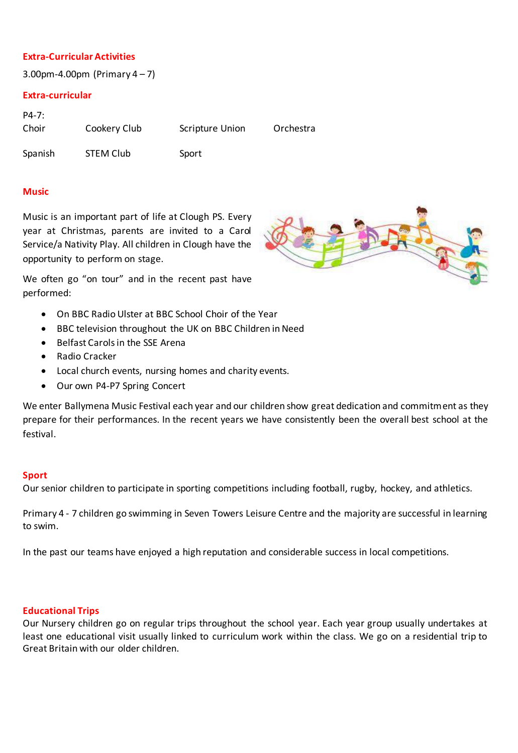## Extra-Curricular Activities

3.00pm-4.00pm (Primary 4 – 7)

## Extra-curricular

P4-7:

| | | | |
|---|---|---|---|
| Choir | Cookery Club | Scripture Union | Orchestra |
| Spanish | STEM Club | Sport | |

## Music

Music is an important part of life at Clough PS. Every year at Christmas, parents are invited to a Carol Service/a Nativity Play. All children in Clough have the opportunity to perform on stage.

We often go "on tour" and in the recent past have performed:

- On BBC Radio Ulster at BBC School Choir of the Year
- BBC television throughout the UK on BBC Children in Need
- Belfast Carols in the SSE Arena
- Radio Cracker
- Local church events, nursing homes and charity events.
- Our own P4-P7 Spring Concert

We enter Ballymena Music Festival each year and our children show great dedication and commitment as they prepare for their performances. In the recent years we have consistently been the overall best school at the festival.

## Sport

Our senior children to participate in sporting competitions including football, rugby, hockey, and athletics.

Primary 4 - 7 children go swimming in Seven Towers Leisure Centre and the majority are successful in learning to swim.

In the past our teams have enjoyed a high reputation and considerable success in local competitions.

## Educational Trips

Our Nursery children go on regular trips throughout the school year. Each year group usually undertakes at least one educational visit usually linked to curriculum work within the class. We go on a residential trip to Great Britain with our older children.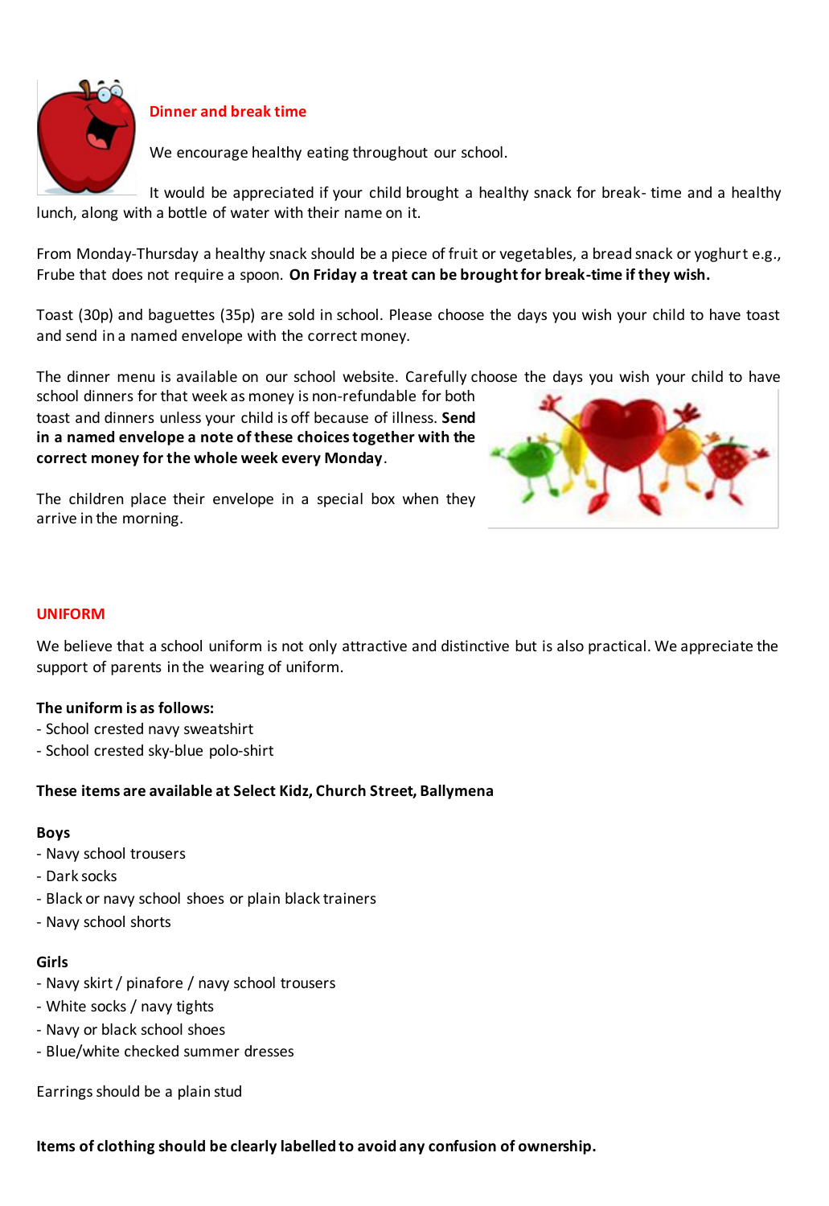## Dinner and break time

We encourage healthy eating throughout our school.

It would be appreciated if your child brought a healthy snack for break- time and a healthy lunch, along with a bottle of water with their name on it.

From Monday-Thursday a healthy snack should be a piece of fruit or vegetables, a bread snack or yoghurt e.g., Frube that does not require a spoon. **On Friday a treat can be brought for break-time if they wish.**

Toast (30p) and baguettes (35p) are sold in school. Please choose the days you wish your child to have toast and send in a named envelope with the correct money.

The dinner menu is available on our school website. Carefully choose the days you wish your child to have school dinners for that week as money is non-refundable for both toast and dinners unless your child is off because of illness. **Send in a named envelope a note of these choices together with the correct money for the whole week every Monday**.

The children place their envelope in a special box when they arrive in the morning.

## UNIFORM

We believe that a school uniform is not only attractive and distinctive but is also practical. We appreciate the support of parents in the wearing of uniform.

**The uniform is as follows:**

- School crested navy sweatshirt
- School crested sky-blue polo-shirt

**These items are available at Select Kidz, Church Street, Ballymena**

**Boys**

- Navy school trousers
- Dark socks
- Black or navy school shoes or plain black trainers
- Navy school shorts

**Girls**

- Navy skirt / pinafore / navy school trousers
- White socks / navy tights
- Navy or black school shoes
- Blue/white checked summer dresses

Earrings should be a plain stud

**Items of clothing should be clearly labelled to avoid any confusion of ownership.**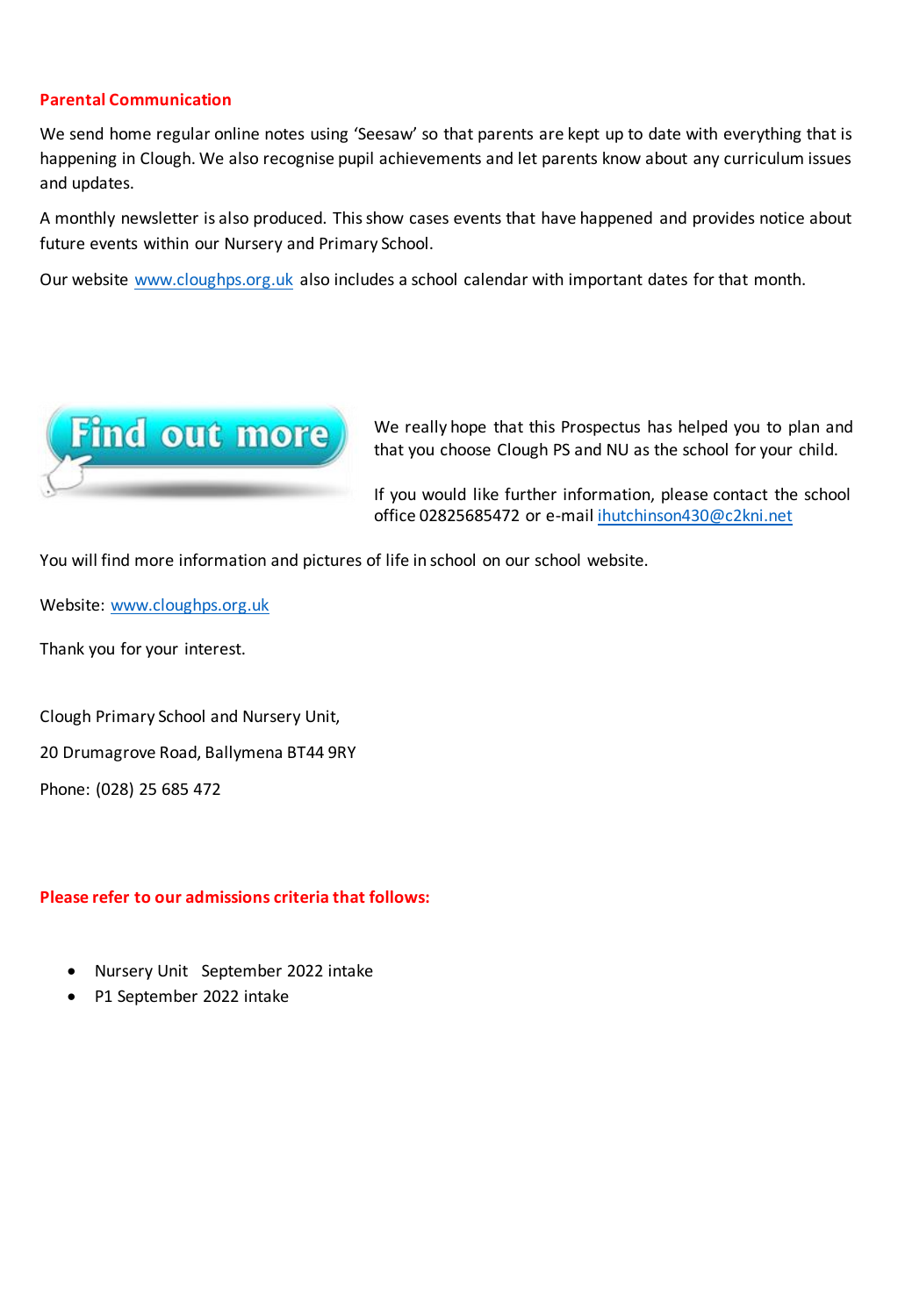## Parental Communication

We send home regular online notes using 'Seesaw' so that parents are kept up to date with everything that is happening in Clough. We also recognise pupil achievements and let parents know about any curriculum issues and updates.

A monthly newsletter is also produced. This show cases events that have happened and provides notice about future events within our Nursery and Primary School.

Our website www.cloughps.org.uk also includes a school calendar with important dates for that month.

Find out more

We really hope that this Prospectus has helped you to plan and that you choose Clough PS and NU as the school for your child.

If you would like further information, please contact the school office 02825685472 or e-mail ihutchinson430@c2kni.net

You will find more information and pictures of life in school on our school website.

Website: www.cloughps.org.uk

Thank you for your interest.

Clough Primary School and Nursery Unit,

20 Drumagrove Road, Ballymena BT44 9RY

Phone: (028) 25 685 472

**Please refer to our admissions criteria that follows:**

- Nursery Unit September 2022 intake
- P1 September 2022 intake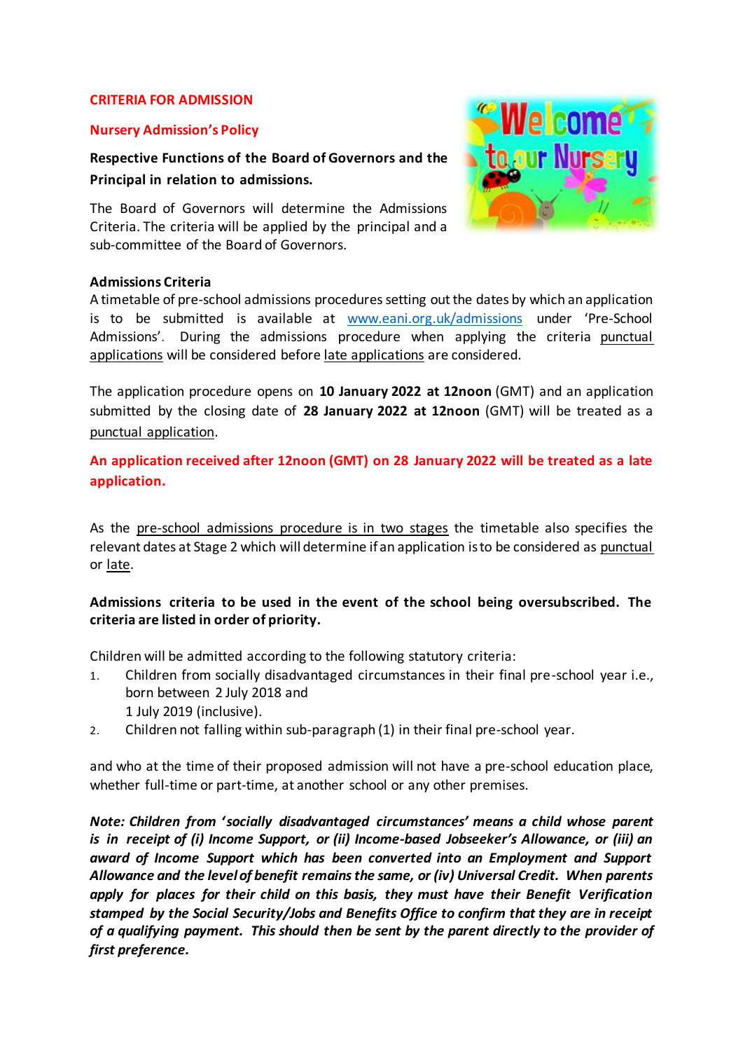**CRITERIA FOR ADMISSION**

**Nursery Admission's Policy**

**Respective Functions of the Board of Governors and the Principal in relation to admissions.**

The Board of Governors will determine the Admissions Criteria. The criteria will be applied by the principal and a sub-committee of the Board of Governors.

**Admissions Criteria**

A timetable of pre-school admissions procedures setting out the dates by which an application is to be submitted is available at www.eani.org.uk/admissions under 'Pre-School Admissions'. During the admissions procedure when applying the criteria punctual applications will be considered before late applications are considered.

The application procedure opens on **10 January 2022 at 12noon** (GMT) and an application submitted by the closing date of **28 January 2022 at 12noon** (GMT) will be treated as a punctual application.

**An application received after 12noon (GMT) on 28 January 2022 will be treated as a late application.**

As the pre-school admissions procedure is in two stages the timetable also specifies the relevant dates at Stage 2 which will determine if an application is to be considered as punctual or late.

**Admissions criteria to be used in the event of the school being oversubscribed. The criteria are listed in order of priority.**

Children will be admitted according to the following statutory criteria:

1. Children from socially disadvantaged circumstances in their final pre-school year i.e., born between 2 July 2018 and 1 July 2019 (inclusive).
2. Children not falling within sub-paragraph (1) in their final pre-school year.

and who at the time of their proposed admission will not have a pre-school education place, whether full-time or part-time, at another school or any other premises.

***Note: Children from 'socially disadvantaged circumstances' means a child whose parent is in receipt of (i) Income Support, or (ii) Income-based Jobseeker's Allowance, or (iii) an award of Income Support which has been converted into an Employment and Support Allowance and the level of benefit remains the same, or (iv) Universal Credit. When parents apply for places for their child on this basis, they must have their Benefit Verification stamped by the Social Security/Jobs and Benefits Office to confirm that they are in receipt of a qualifying payment. This should then be sent by the parent directly to the provider of first preference.***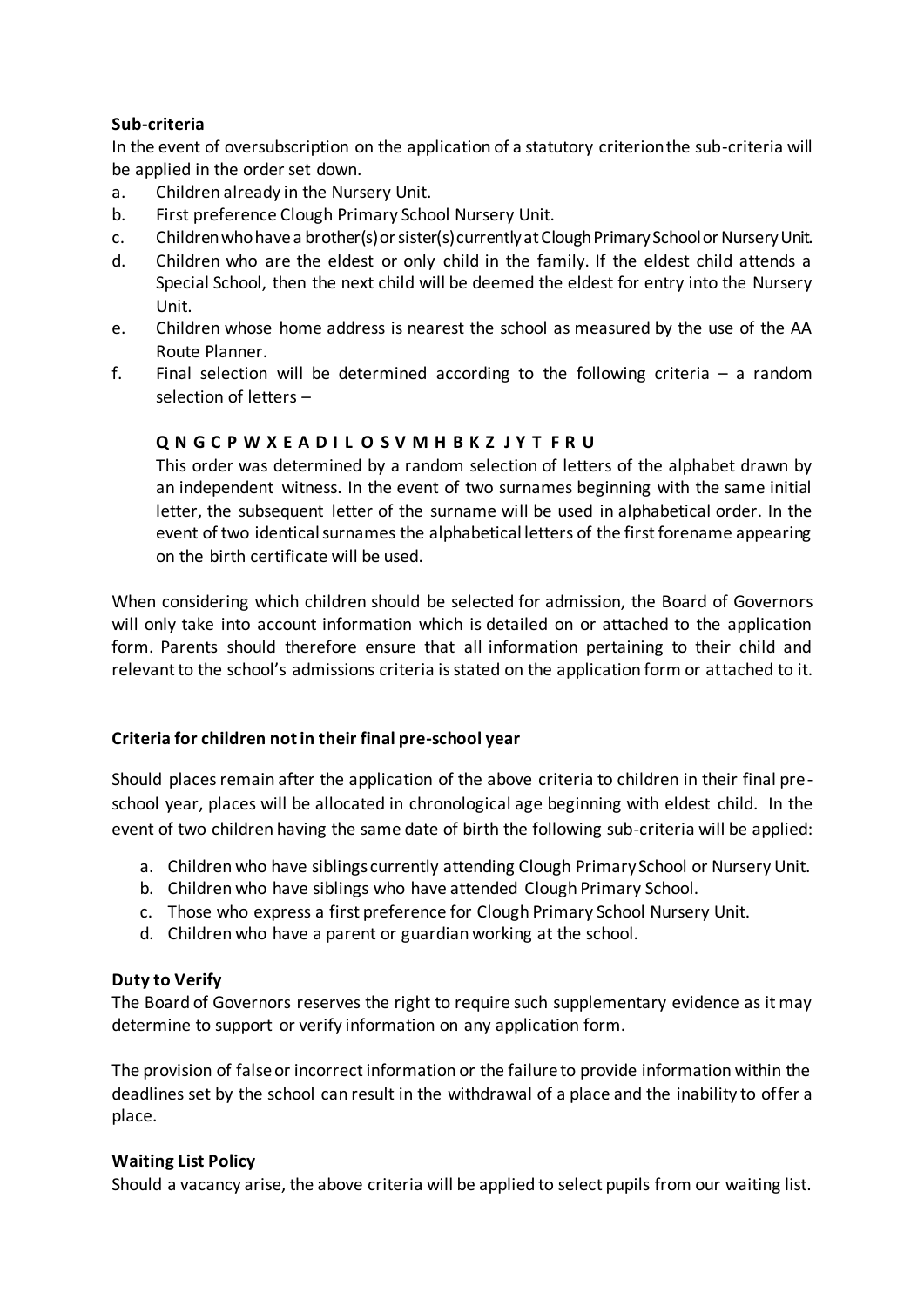**Sub-criteria**

In the event of oversubscription on the application of a statutory criterion the sub-criteria will be applied in the order set down.

a. Children already in the Nursery Unit.
b. First preference Clough Primary School Nursery Unit.
c. Children who have a brother(s) or sister(s) currently at Clough Primary School or Nursery Unit.
d. Children who are the eldest or only child in the family. If the eldest child attends a Special School, then the next child will be deemed the eldest for entry into the Nursery Unit.
e. Children whose home address is nearest the school as measured by the use of the AA Route Planner.
f. Final selection will be determined according to the following criteria – a random selection of letters –

   **Q N G C P W X E A D I L O S V M H B K Z J Y T F R U**

   This order was determined by a random selection of letters of the alphabet drawn by an independent witness. In the event of two surnames beginning with the same initial letter, the subsequent letter of the surname will be used in alphabetical order. In the event of two identical surnames the alphabetical letters of the first forename appearing on the birth certificate will be used.

When considering which children should be selected for admission, the Board of Governors will <u>only</u> take into account information which is detailed on or attached to the application form. Parents should therefore ensure that all information pertaining to their child and relevant to the school's admissions criteria is stated on the application form or attached to it.

**Criteria for children not in their final pre-school year**

Should places remain after the application of the above criteria to children in their final pre-school year, places will be allocated in chronological age beginning with eldest child. In the event of two children having the same date of birth the following sub-criteria will be applied:

a. Children who have siblings currently attending Clough Primary School or Nursery Unit.
b. Children who have siblings who have attended Clough Primary School.
c. Those who express a first preference for Clough Primary School Nursery Unit.
d. Children who have a parent or guardian working at the school.

**Duty to Verify**

The Board of Governors reserves the right to require such supplementary evidence as it may determine to support or verify information on any application form.

The provision of false or incorrect information or the failure to provide information within the deadlines set by the school can result in the withdrawal of a place and the inability to offer a place.

**Waiting List Policy**

Should a vacancy arise, the above criteria will be applied to select pupils from our waiting list.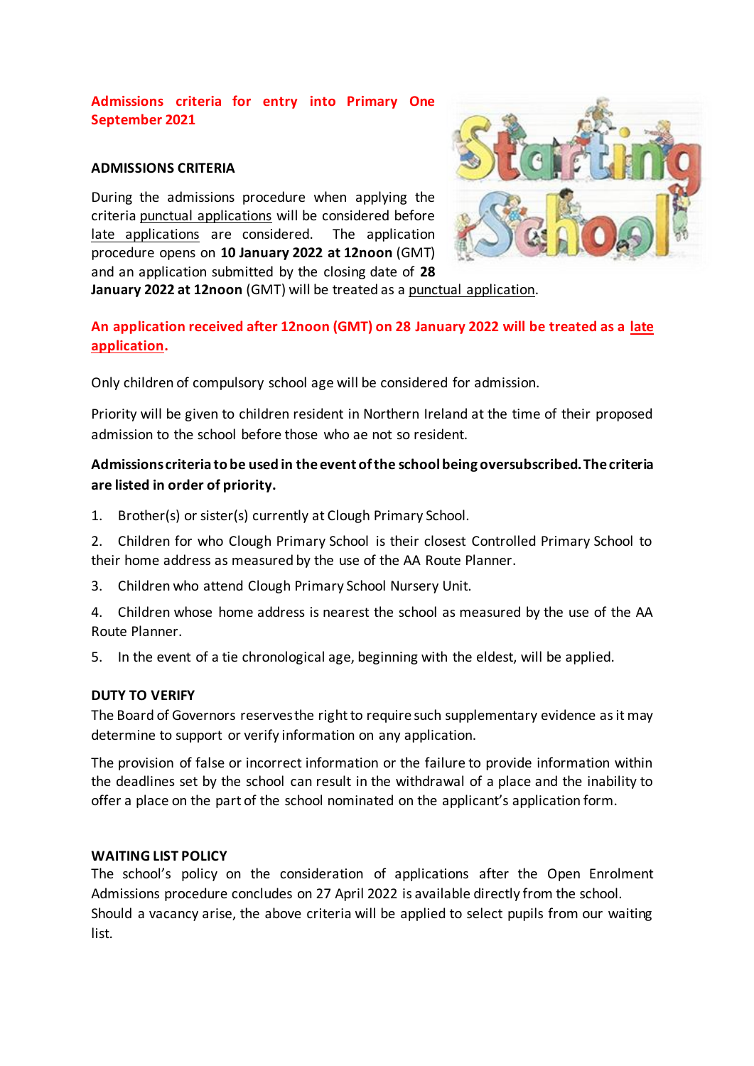**Admissions criteria for entry into Primary One September 2021**

**ADMISSIONS CRITERIA**

During the admissions procedure when applying the criteria punctual applications will be considered before late applications are considered. The application procedure opens on **10 January 2022 at 12noon** (GMT) and an application submitted by the closing date of **28 January 2022 at 12noon** (GMT) will be treated as a punctual application.

**An application received after 12noon (GMT) on 28 January 2022 will be treated as a late application.**

Only children of compulsory school age will be considered for admission.

Priority will be given to children resident in Northern Ireland at the time of their proposed admission to the school before those who ae not so resident.

**Admissions criteria to be used in the event of the school being oversubscribed. The criteria are listed in order of priority.**

1. Brother(s) or sister(s) currently at Clough Primary School.
2. Children for who Clough Primary School is their closest Controlled Primary School to their home address as measured by the use of the AA Route Planner.
3. Children who attend Clough Primary School Nursery Unit.
4. Children whose home address is nearest the school as measured by the use of the AA Route Planner.
5. In the event of a tie chronological age, beginning with the eldest, will be applied.

**DUTY TO VERIFY**

The Board of Governors reserves the right to require such supplementary evidence as it may determine to support or verify information on any application.

The provision of false or incorrect information or the failure to provide information within the deadlines set by the school can result in the withdrawal of a place and the inability to offer a place on the part of the school nominated on the applicant's application form.

**WAITING LIST POLICY**

The school's policy on the consideration of applications after the Open Enrolment Admissions procedure concludes on 27 April 2022 is available directly from the school.
Should a vacancy arise, the above criteria will be applied to select pupils from our waiting list.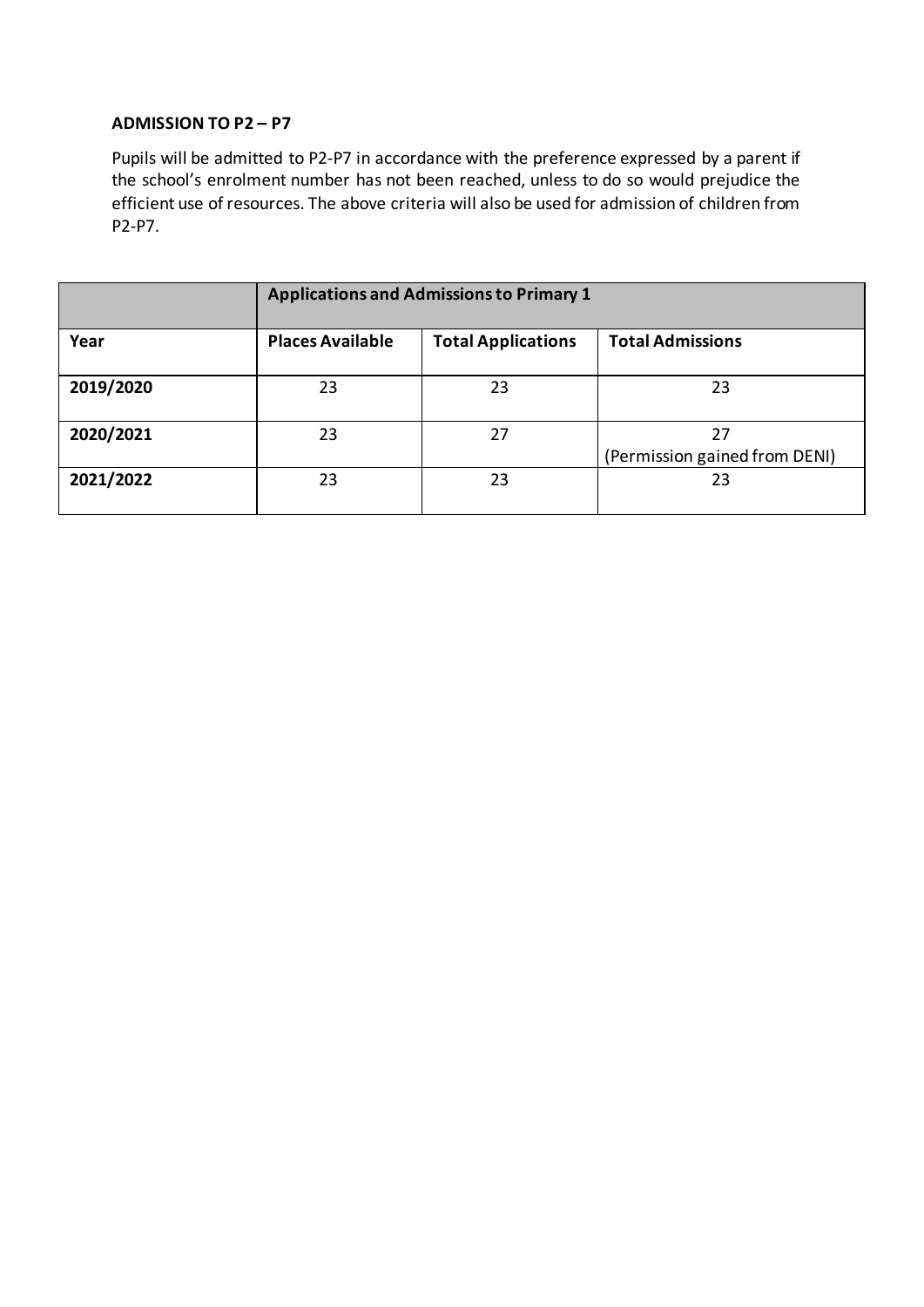**ADMISSION TO P2 – P7**

Pupils will be admitted to P2-P7 in accordance with the preference expressed by a parent if the school's enrolment number has not been reached, unless to do so would prejudice the efficient use of resources. The above criteria will also be used for admission of children from P2-P7.

| | **Applications and Admissions to Primary 1** | | |
|---|---|---|---|
| **Year** | **Places Available** | **Total Applications** | **Total Admissions** |
| **2019/2020** | 23 | 23 | 23 |
| **2020/2021** | 23 | 27 | 27 (Permission gained from DENI) |
| **2021/2022** | 23 | 23 | 23 |